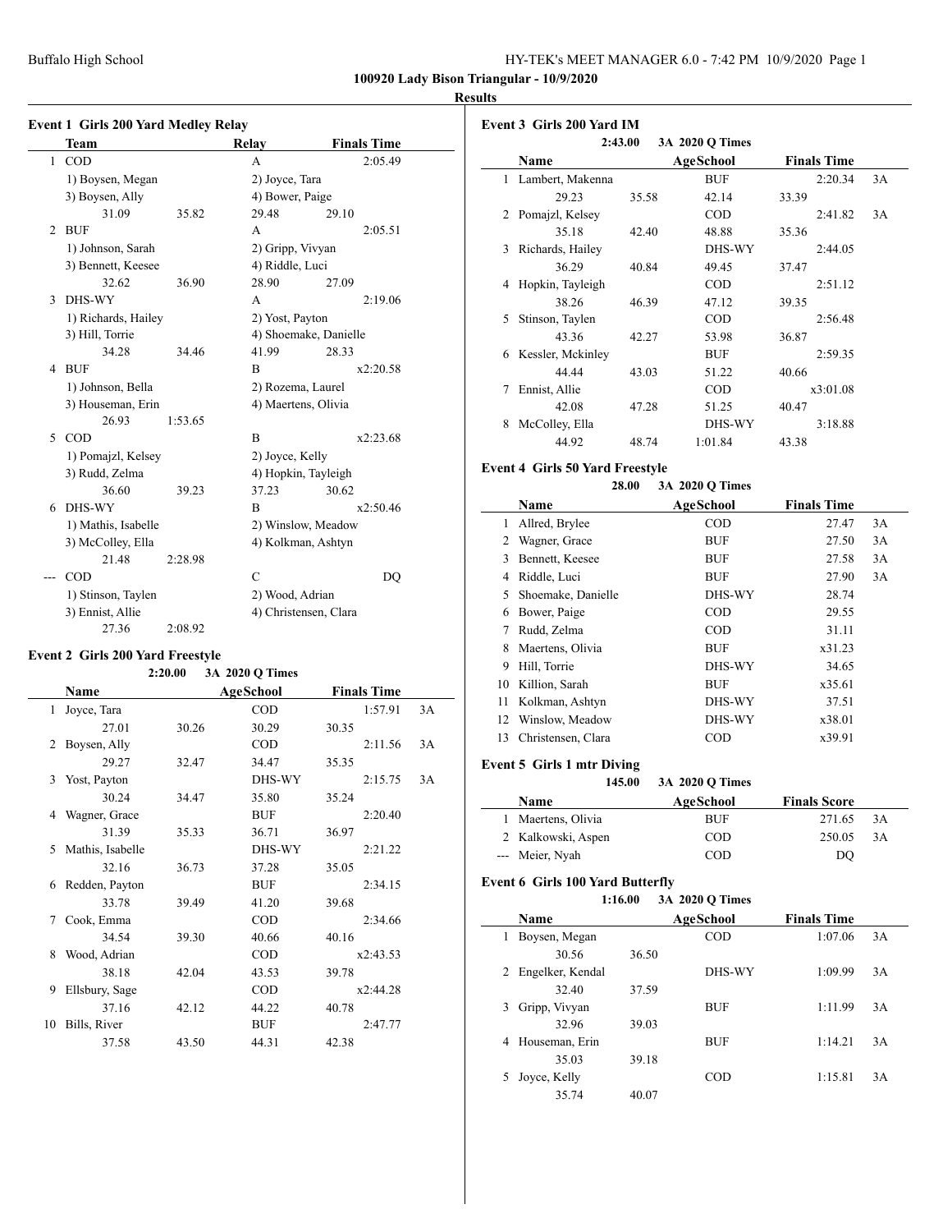**100920 Lady Bison Triangular - 10/9/2020**

**Results**

## Event 1 Girls 200 Yard Medley Relay

| | Team | | Relay | | Finals Time |
|---|---|---|---|---|---|
| 1 | COD | | A | | 2:05.49 |
| | 1) Boysen, Megan | | 2) Joyce, Tara | | |
| | 3) Boysen, Ally | | 4) Bower, Paige | | |
| | 31.09 | 35.82 | 29.48 | 29.10 | |
| 2 | BUF | | A | | 2:05.51 |
| | 1) Johnson, Sarah | | 2) Gripp, Vivyan | | |
| | 3) Bennett, Keesee | | 4) Riddle, Luci | | |
| | 32.62 | 36.90 | 28.90 | 27.09 | |
| 3 | DHS-WY | | A | | 2:19.06 |
| | 1) Richards, Hailey | | 2) Yost, Payton | | |
| | 3) Hill, Torrie | | 4) Shoemake, Danielle | | |
| | 34.28 | 34.46 | 41.99 | 28.33 | |
| 4 | BUF | | B | | x2:20.58 |
| | 1) Johnson, Bella | | 2) Rozema, Laurel | | |
| | 3) Houseman, Erin | | 4) Maertens, Olivia | | |
| | 26.93 | 1:53.65 | | | |
| 5 | COD | | B | | x2:23.68 |
| | 1) Pomajzl, Kelsey | | 2) Joyce, Kelly | | |
| | 3) Rudd, Zelma | | 4) Hopkin, Tayleigh | | |
| | 36.60 | 39.23 | 37.23 | 30.62 | |
| 6 | DHS-WY | | B | | x2:50.46 |
| | 1) Mathis, Isabelle | | 2) Winslow, Meadow | | |
| | 3) McColley, Ella | | 4) Kolkman, Ashtyn | | |
| | 21.48 | 2:28.98 | | | |
| --- | COD | | C | | DQ |
| | 1) Stinson, Taylen | | 2) Wood, Adrian | | |
| | 3) Ennist, Allie | | 4) Christensen, Clara | | |
| | 27.36 | 2:08.92 | | | |

## Event 2 Girls 200 Yard Freestyle

2:20.00 3A 2020 Q Times

| | Name | | AgeSchool | | Finals Time | |
|---|---|---|---|---|---|---|
| 1 | Joyce, Tara | | COD | | 1:57.91 | 3A |
| | 27.01 | 30.26 | 30.29 | 30.35 | | |
| 2 | Boysen, Ally | | COD | | 2:11.56 | 3A |
| | 29.27 | 32.47 | 34.47 | 35.35 | | |
| 3 | Yost, Payton | | DHS-WY | | 2:15.75 | 3A |
| | 30.24 | 34.47 | 35.80 | 35.24 | | |
| 4 | Wagner, Grace | | BUF | | 2:20.40 | |
| | 31.39 | 35.33 | 36.71 | 36.97 | | |
| 5 | Mathis, Isabelle | | DHS-WY | | 2:21.22 | |
| | 32.16 | 36.73 | 37.28 | 35.05 | | |
| 6 | Redden, Payton | | BUF | | 2:34.15 | |
| | 33.78 | 39.49 | 41.20 | 39.68 | | |
| 7 | Cook, Emma | | COD | | 2:34.66 | |
| | 34.54 | 39.30 | 40.66 | 40.16 | | |
| 8 | Wood, Adrian | | COD | | x2:43.53 | |
| | 38.18 | 42.04 | 43.53 | 39.78 | | |
| 9 | Ellsbury, Sage | | COD | | x2:44.28 | |
| | 37.16 | 42.12 | 44.22 | 40.78 | | |
| 10 | Bills, River | | BUF | | 2:47.77 | |
| | 37.58 | 43.50 | 44.31 | 42.38 | | |

## Event 3 Girls 200 Yard IM

2:43.00 3A 2020 Q Times

| | Name | | AgeSchool | | Finals Time | |
|---|---|---|---|---|---|---|
| 1 | Lambert, Makenna | | BUF | | 2:20.34 | 3A |
| | 29.23 | 35.58 | 42.14 | 33.39 | | |
| 2 | Pomajzl, Kelsey | | COD | | 2:41.82 | 3A |
| | 35.18 | 42.40 | 48.88 | 35.36 | | |
| 3 | Richards, Hailey | | DHS-WY | | 2:44.05 | |
| | 36.29 | 40.84 | 49.45 | 37.47 | | |
| 4 | Hopkin, Tayleigh | | COD | | 2:51.12 | |
| | 38.26 | 46.39 | 47.12 | 39.35 | | |
| 5 | Stinson, Taylen | | COD | | 2:56.48 | |
| | 43.36 | 42.27 | 53.98 | 36.87 | | |
| 6 | Kessler, Mckinley | | BUF | | 2:59.35 | |
| | 44.44 | 43.03 | 51.22 | 40.66 | | |
| 7 | Ennist, Allie | | COD | | x3:01.08 | |
| | 42.08 | 47.28 | 51.25 | 40.47 | | |
| 8 | McColley, Ella | | DHS-WY | | 3:18.88 | |
| | 44.92 | 48.74 | 1:01.84 | 43.38 | | |

## Event 4 Girls 50 Yard Freestyle

28.00 3A 2020 Q Times

| | Name | AgeSchool | Finals Time | |
|---|---|---|---|---|
| 1 | Allred, Brylee | COD | 27.47 | 3A |
| 2 | Wagner, Grace | BUF | 27.50 | 3A |
| 3 | Bennett, Keesee | BUF | 27.58 | 3A |
| 4 | Riddle, Luci | BUF | 27.90 | 3A |
| 5 | Shoemake, Danielle | DHS-WY | 28.74 | |
| 6 | Bower, Paige | COD | 29.55 | |
| 7 | Rudd, Zelma | COD | 31.11 | |
| 8 | Maertens, Olivia | BUF | x31.23 | |
| 9 | Hill, Torrie | DHS-WY | 34.65 | |
| 10 | Killion, Sarah | BUF | x35.61 | |
| 11 | Kolkman, Ashtyn | DHS-WY | 37.51 | |
| 12 | Winslow, Meadow | DHS-WY | x38.01 | |
| 13 | Christensen, Clara | COD | x39.91 | |

## Event 5 Girls 1 mtr Diving

145.00 3A 2020 Q Times

| | Name | AgeSchool | Finals Score | |
|---|---|---|---|---|
| 1 | Maertens, Olivia | BUF | 271.65 | 3A |
| 2 | Kalkowski, Aspen | COD | 250.05 | 3A |
| --- | Meier, Nyah | COD | DQ | |

## Event 6 Girls 100 Yard Butterfly

1:16.00 3A 2020 Q Times

| | Name | | AgeSchool | Finals Time | |
|---|---|---|---|---|---|
| 1 | Boysen, Megan | | COD | 1:07.06 | 3A |
| | 30.56 | 36.50 | | | |
| 2 | Engelker, Kendal | | DHS-WY | 1:09.99 | 3A |
| | 32.40 | 37.59 | | | |
| 3 | Gripp, Vivyan | | BUF | 1:11.99 | 3A |
| | 32.96 | 39.03 | | | |
| 4 | Houseman, Erin | | BUF | 1:14.21 | 3A |
| | 35.03 | 39.18 | | | |
| 5 | Joyce, Kelly | | COD | 1:15.81 | 3A |
| | 35.74 | 40.07 | | | |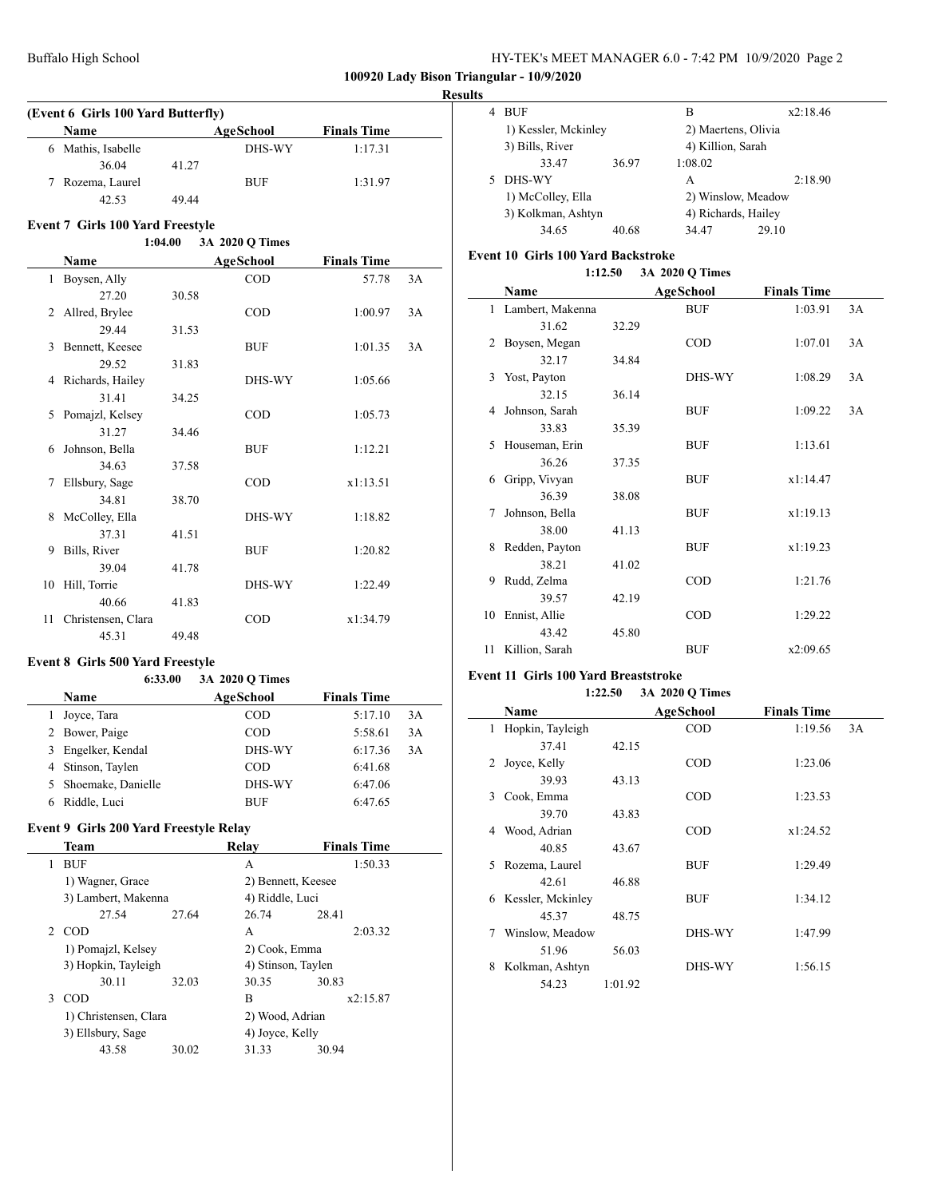**100920 Lady Bison Triangular - 10/9/2020**

**Results**

### (Event 6 Girls 100 Yard Butterfly)

| | Name | | AgeSchool | Finals Time | |
|---|---|---|---|---|---|
| 6 | Mathis, Isabelle | | DHS-WY | 1:17.31 | |
| | 36.04 | 41.27 | | | |
| 7 | Rozema, Laurel | | BUF | 1:31.97 | |
| | 42.53 | 49.44 | | | |

### Event 7 Girls 100 Yard Freestyle

1:04.00 3A 2020 Q Times

| | Name | | AgeSchool | Finals Time | |
|---|---|---|---|---|---|
| 1 | Boysen, Ally | | COD | 57.78 | 3A |
| | 27.20 | 30.58 | | | |
| 2 | Allred, Brylee | | COD | 1:00.97 | 3A |
| | 29.44 | 31.53 | | | |
| 3 | Bennett, Keesee | | BUF | 1:01.35 | 3A |
| | 29.52 | 31.83 | | | |
| 4 | Richards, Hailey | | DHS-WY | 1:05.66 | |
| | 31.41 | 34.25 | | | |
| 5 | Pomajzl, Kelsey | | COD | 1:05.73 | |
| | 31.27 | 34.46 | | | |
| 6 | Johnson, Bella | | BUF | 1:12.21 | |
| | 34.63 | 37.58 | | | |
| 7 | Ellsbury, Sage | | COD | x1:13.51 | |
| | 34.81 | 38.70 | | | |
| 8 | McColley, Ella | | DHS-WY | 1:18.82 | |
| | 37.31 | 41.51 | | | |
| 9 | Bills, River | | BUF | 1:20.82 | |
| | 39.04 | 41.78 | | | |
| 10 | Hill, Torrie | | DHS-WY | 1:22.49 | |
| | 40.66 | 41.83 | | | |
| 11 | Christensen, Clara | | COD | x1:34.79 | |
| | 45.31 | 49.48 | | | |

### Event 8 Girls 500 Yard Freestyle

6:33.00 3A 2020 Q Times

| | Name | AgeSchool | Finals Time | |
|---|---|---|---|---|
| 1 | Joyce, Tara | COD | 5:17.10 | 3A |
| 2 | Bower, Paige | COD | 5:58.61 | 3A |
| 3 | Engelker, Kendal | DHS-WY | 6:17.36 | 3A |
| 4 | Stinson, Taylen | COD | 6:41.68 | |
| 5 | Shoemake, Danielle | DHS-WY | 6:47.06 | |
| 6 | Riddle, Luci | BUF | 6:47.65 | |

### Event 9 Girls 200 Yard Freestyle Relay

| | Team | | Relay | | Finals Time |
|---|---|---|---|---|---|
| 1 | BUF | | A | | 1:50.33 |
| | 1) Wagner, Grace | | 2) Bennett, Keesee | | |
| | 3) Lambert, Makenna | | 4) Riddle, Luci | | |
| | 27.54 | 27.64 | 26.74 | 28.41 | |
| 2 | COD | | A | | 2:03.32 |
| | 1) Pomajzl, Kelsey | | 2) Cook, Emma | | |
| | 3) Hopkin, Tayleigh | | 4) Stinson, Taylen | | |
| | 30.11 | 32.03 | 30.35 | 30.83 | |
| 3 | COD | | B | | x2:15.87 |
| | 1) Christensen, Clara | | 2) Wood, Adrian | | |
| | 3) Ellsbury, Sage | | 4) Joyce, Kelly | | |
| | 43.58 | 30.02 | 31.33 | 30.94 | |
| 4 | BUF | | B | | x2:18.46 |
| | 1) Kessler, Mckinley | | 2) Maertens, Olivia | | |
| | 3) Bills, River | | 4) Killion, Sarah | | |
| | 33.47 | 36.97 | 1:08.02 | | |
| 5 | DHS-WY | | A | | 2:18.90 |
| | 1) McColley, Ella | | 2) Winslow, Meadow | | |
| | 3) Kolkman, Ashtyn | | 4) Richards, Hailey | | |
| | 34.65 | 40.68 | 34.47 | 29.10 | |

### Event 10 Girls 100 Yard Backstroke

1:12.50 3A 2020 Q Times

| | Name | | AgeSchool | Finals Time | |
|---|---|---|---|---|---|
| 1 | Lambert, Makenna | | BUF | 1:03.91 | 3A |
| | 31.62 | 32.29 | | | |
| 2 | Boysen, Megan | | COD | 1:07.01 | 3A |
| | 32.17 | 34.84 | | | |
| 3 | Yost, Payton | | DHS-WY | 1:08.29 | 3A |
| | 32.15 | 36.14 | | | |
| 4 | Johnson, Sarah | | BUF | 1:09.22 | 3A |
| | 33.83 | 35.39 | | | |
| 5 | Houseman, Erin | | BUF | 1:13.61 | |
| | 36.26 | 37.35 | | | |
| 6 | Gripp, Vivyan | | BUF | x1:14.47 | |
| | 36.39 | 38.08 | | | |
| 7 | Johnson, Bella | | BUF | x1:19.13 | |
| | 38.00 | 41.13 | | | |
| 8 | Redden, Payton | | BUF | x1:19.23 | |
| | 38.21 | 41.02 | | | |
| 9 | Rudd, Zelma | | COD | 1:21.76 | |
| | 39.57 | 42.19 | | | |
| 10 | Ennist, Allie | | COD | 1:29.22 | |
| | 43.42 | 45.80 | | | |
| 11 | Killion, Sarah | | BUF | x2:09.65 | |

### Event 11 Girls 100 Yard Breaststroke

1:22.50 3A 2020 Q Times

| | Name | | AgeSchool | Finals Time | |
|---|---|---|---|---|---|
| 1 | Hopkin, Tayleigh | | COD | 1:19.56 | 3A |
| | 37.41 | 42.15 | | | |
| 2 | Joyce, Kelly | | COD | 1:23.06 | |
| | 39.93 | 43.13 | | | |
| 3 | Cook, Emma | | COD | 1:23.53 | |
| | 39.70 | 43.83 | | | |
| 4 | Wood, Adrian | | COD | x1:24.52 | |
| | 40.85 | 43.67 | | | |
| 5 | Rozema, Laurel | | BUF | 1:29.49 | |
| | 42.61 | 46.88 | | | |
| 6 | Kessler, Mckinley | | BUF | 1:34.12 | |
| | 45.37 | 48.75 | | | |
| 7 | Winslow, Meadow | | DHS-WY | 1:47.99 | |
| | 51.96 | 56.03 | | | |
| 8 | Kolkman, Ashtyn | | DHS-WY | 1:56.15 | |
| | 54.23 | 1:01.92 | | | |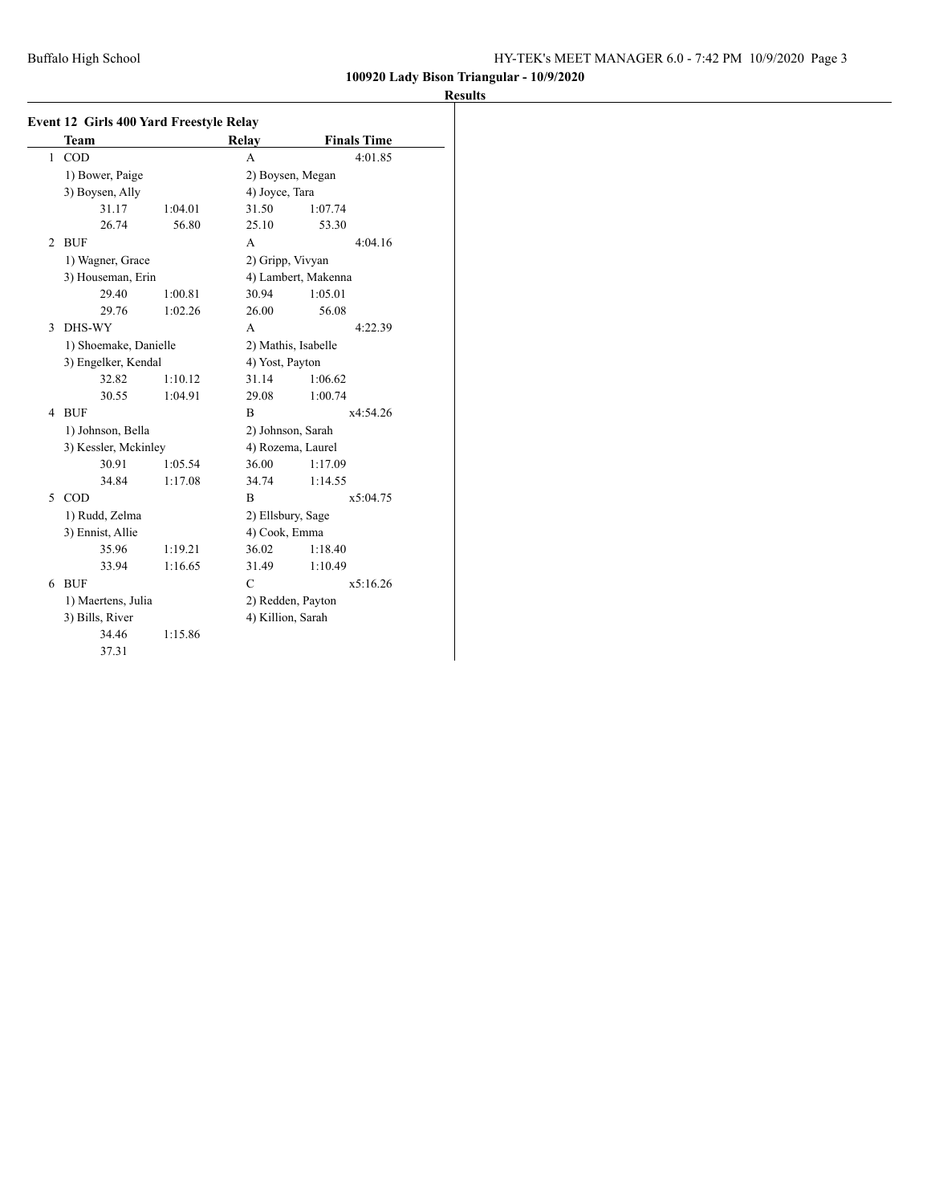**100920 Lady Bison Triangular - 10/9/2020**

**Results**

**Event 12 Girls 400 Yard Freestyle Relay**

| | Team | | Relay | | Finals Time |
|---|---|---|---|---|---|
| 1 | COD | | A | | 4:01.85 |
| | 1) Bower, Paige | | 2) Boysen, Megan | | |
| | 3) Boysen, Ally | | 4) Joyce, Tara | | |
| | 31.17 | 1:04.01 | 31.50 | 1:07.74 | |
| | 26.74 | 56.80 | 25.10 | 53.30 | |
| 2 | BUF | | A | | 4:04.16 |
| | 1) Wagner, Grace | | 2) Gripp, Vivyan | | |
| | 3) Houseman, Erin | | 4) Lambert, Makenna | | |
| | 29.40 | 1:00.81 | 30.94 | 1:05.01 | |
| | 29.76 | 1:02.26 | 26.00 | 56.08 | |
| 3 | DHS-WY | | A | | 4:22.39 |
| | 1) Shoemake, Danielle | | 2) Mathis, Isabelle | | |
| | 3) Engelker, Kendal | | 4) Yost, Payton | | |
| | 32.82 | 1:10.12 | 31.14 | 1:06.62 | |
| | 30.55 | 1:04.91 | 29.08 | 1:00.74 | |
| 4 | BUF | | B | | x4:54.26 |
| | 1) Johnson, Bella | | 2) Johnson, Sarah | | |
| | 3) Kessler, Mckinley | | 4) Rozema, Laurel | | |
| | 30.91 | 1:05.54 | 36.00 | 1:17.09 | |
| | 34.84 | 1:17.08 | 34.74 | 1:14.55 | |
| 5 | COD | | B | | x5:04.75 |
| | 1) Rudd, Zelma | | 2) Ellsbury, Sage | | |
| | 3) Ennist, Allie | | 4) Cook, Emma | | |
| | 35.96 | 1:19.21 | 36.02 | 1:18.40 | |
| | 33.94 | 1:16.65 | 31.49 | 1:10.49 | |
| 6 | BUF | | C | | x5:16.26 |
| | 1) Maertens, Julia | | 2) Redden, Payton | | |
| | 3) Bills, River | | 4) Killion, Sarah | | |
| | 34.46 | 1:15.86 | | | |
| | 37.31 | | | | |